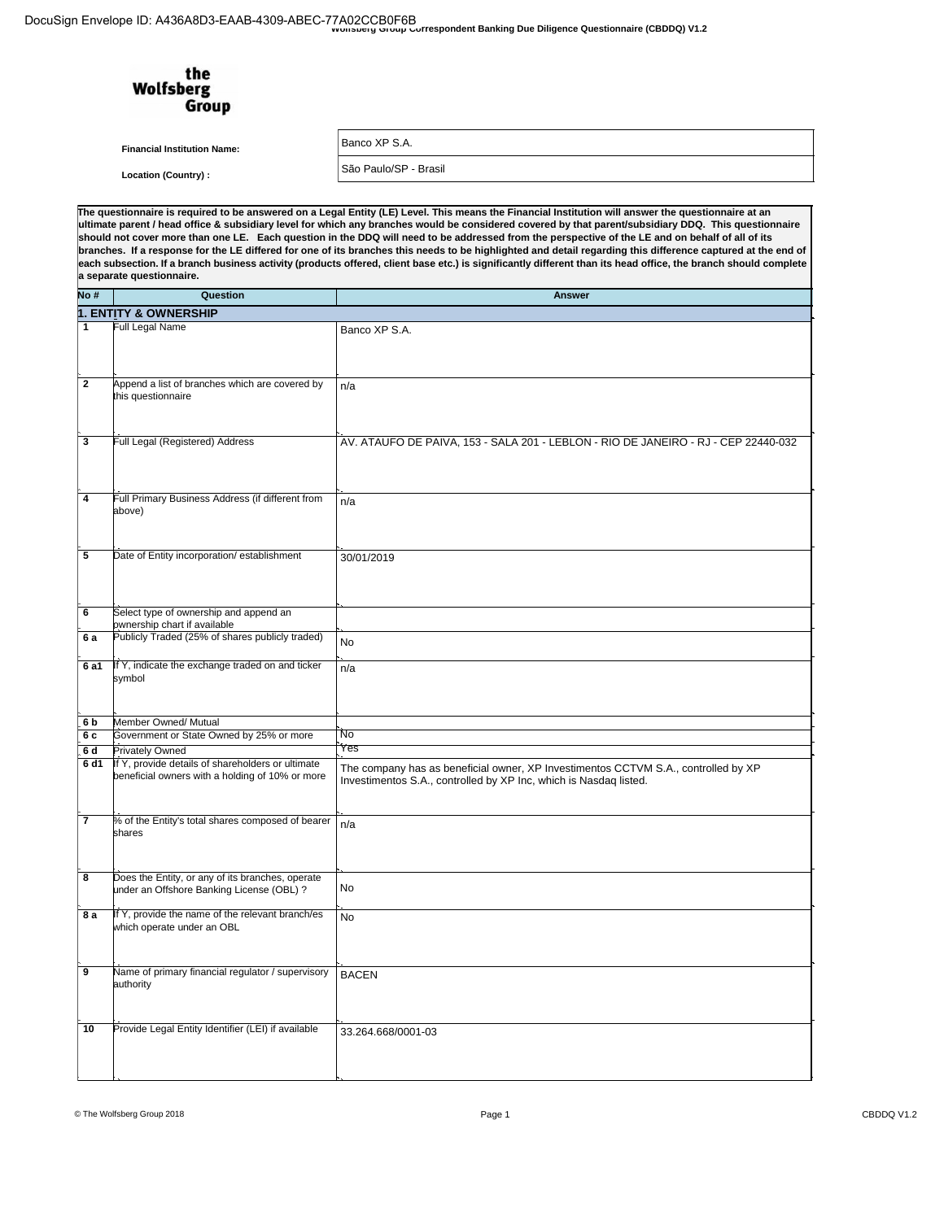the Wolfsberg Group

**Financial Institution Name:** Banco XP S.A.

**Location (Country) :** São Paulo/SP - Brasil

**The questionnaire is required to be answered on a Legal Entity (LE) Level. This means the Financial Institution will answer the questionnaire at an ultimate parent / head office & subsidiary level for which any branches would be considered covered by that parent/subsidiary DDQ. This questionnaire should not cover more than one LE. Each question in the DDQ will need to be addressed from the perspective of the LE and on behalf of all of its branches. If a response for the LE differed for one of its branches this needs to be highlighted and detail regarding this difference captured at the end of each subsection. If a branch business activity (products offered, client base etc.) is significantly different than its head office, the branch should complete a separate questionnaire.**

| No # | Question | Answer |
|---|---|---|
| **1. ENTITY & OWNERSHIP** | | |
| 1 | Full Legal Name | Banco XP S.A. |
| 2 | Append a list of branches which are covered by this questionnaire | n/a |
| 3 | Full Legal (Registered) Address | AV. ATAUFO DE PAIVA, 153 - SALA 201 - LEBLON - RIO DE JANEIRO - RJ - CEP 22440-032 |
| 4 | Full Primary Business Address (if different from above) | n/a |
| 5 | Date of Entity incorporation/ establishment | 30/01/2019 |
| 6 | Select type of ownership and append an ownership chart if available | |
| 6 a | Publicly Traded (25% of shares publicly traded) | No |
| 6 a1 | If Y, indicate the exchange traded on and ticker symbol | n/a |
| 6 b | Member Owned/ Mutual | |
| 6 c | Government or State Owned by 25% or more | No |
| 6 d | Privately Owned | Yes |
| 6 d1 | If Y, provide details of shareholders or ultimate beneficial owners with a holding of 10% or more | The company has as beneficial owner, XP Investimentos CCTVM S.A., controlled by XP Investimentos S.A., controlled by XP Inc, which is Nasdaq listed. |
| 7 | % of the Entity's total shares composed of bearer shares | n/a |
| 8 | Does the Entity, or any of its branches, operate under an Offshore Banking License (OBL) ? | No |
| 8 a | If Y, provide the name of the relevant branch/es which operate under an OBL | No |
| 9 | Name of primary financial regulator / supervisory authority | BACEN |
| 10 | Provide Legal Entity Identifier (LEI) if available | 33.264.668/0001-03 |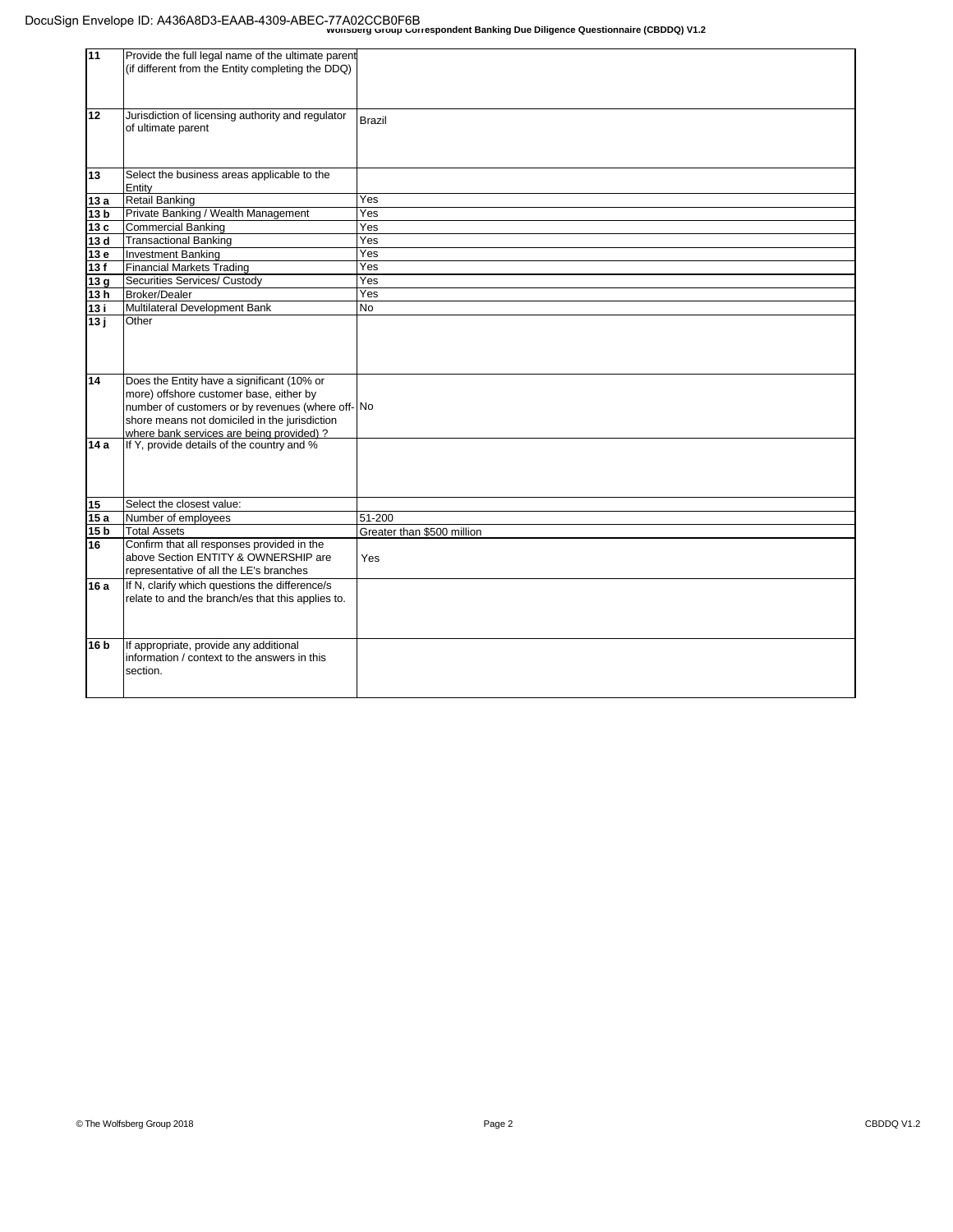| | | |
|---|---|---|
| 11 | Provide the full legal name of the ultimate parent (if different from the Entity completing the DDQ) | |
| 12 | Jurisdiction of licensing authority and regulator of ultimate parent | Brazil |
| 13 | Select the business areas applicable to the Entity | |
| 13 a | Retail Banking | Yes |
| 13 b | Private Banking / Wealth Management | Yes |
| 13 c | Commercial Banking | Yes |
| 13 d | Transactional Banking | Yes |
| 13 e | Investment Banking | Yes |
| 13 f | Financial Markets Trading | Yes |
| 13 g | Securities Services/ Custody | Yes |
| 13 h | Broker/Dealer | Yes |
| 13 i | Multilateral Development Bank | No |
| 13 j | Other | |
| 14 | Does the Entity have a significant (10% or more) offshore customer base, either by number of customers or by revenues (where off-shore means not domiciled in the jurisdiction where bank services are being provided) ? | No |
| 14 a | If Y, provide details of the country and % | |
| 15 | Select the closest value: | |
| 15 a | Number of employees | 51-200 |
| 15 b | Total Assets | Greater than $500 million |
| 16 | Confirm that all responses provided in the above Section ENTITY & OWNERSHIP are representative of all the LE's branches | Yes |
| 16 a | If N, clarify which questions the difference/s relate to and the branch/es that this applies to. | |
| 16 b | If appropriate, provide any additional information / context to the answers in this section. | |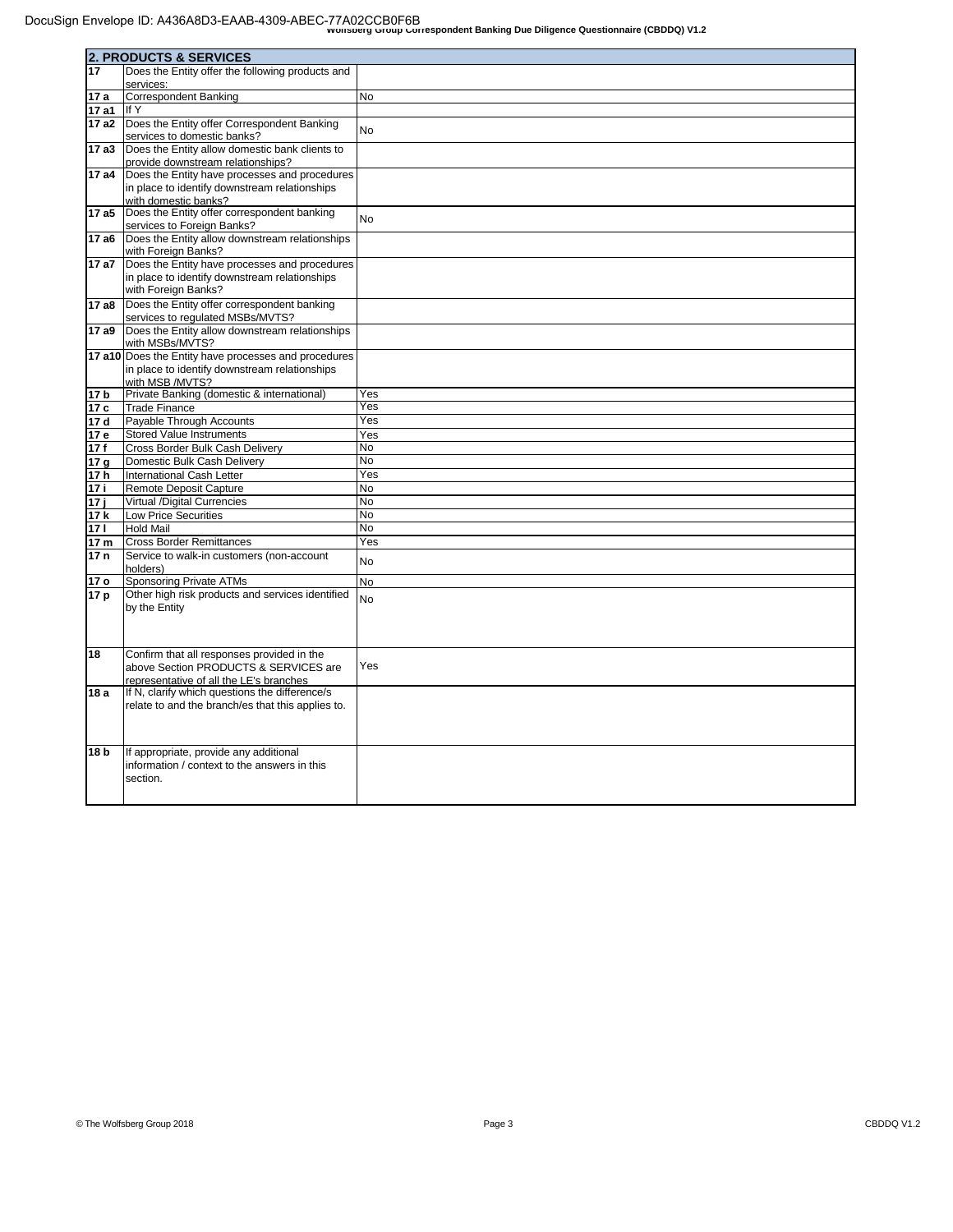| 2. PRODUCTS & SERVICES | | |
|---|---|---|
| 17 | Does the Entity offer the following products and services: | |
| 17 a | Correspondent Banking | No |
| 17 a1 | If Y | |
| 17 a2 | Does the Entity offer Correspondent Banking services to domestic banks? | No |
| 17 a3 | Does the Entity allow domestic bank clients to provide downstream relationships? | |
| 17 a4 | Does the Entity have processes and procedures in place to identify downstream relationships with domestic banks? | |
| 17 a5 | Does the Entity offer correspondent banking services to Foreign Banks? | No |
| 17 a6 | Does the Entity allow downstream relationships with Foreign Banks? | |
| 17 a7 | Does the Entity have processes and procedures in place to identify downstream relationships with Foreign Banks? | |
| 17 a8 | Does the Entity offer correspondent banking services to regulated MSBs/MVTS? | |
| 17 a9 | Does the Entity allow downstream relationships with MSBs/MVTS? | |
| 17 a10 | Does the Entity have processes and procedures in place to identify downstream relationships with MSB /MVTS? | |
| 17 b | Private Banking (domestic & international) | Yes |
| 17 c | Trade Finance | Yes |
| 17 d | Payable Through Accounts | Yes |
| 17 e | Stored Value Instruments | Yes |
| 17 f | Cross Border Bulk Cash Delivery | No |
| 17 g | Domestic Bulk Cash Delivery | No |
| 17 h | International Cash Letter | Yes |
| 17 i | Remote Deposit Capture | No |
| 17 j | Virtual /Digital Currencies | No |
| 17 k | Low Price Securities | No |
| 17 l | Hold Mail | No |
| 17 m | Cross Border Remittances | Yes |
| 17 n | Service to walk-in customers (non-account holders) | No |
| 17 o | Sponsoring Private ATMs | No |
| 17 p | Other high risk products and services identified by the Entity | No |
| 18 | Confirm that all responses provided in the above Section PRODUCTS & SERVICES are representative of all the LE's branches | Yes |
| 18 a | If N, clarify which questions the difference/s relate to and the branch/es that this applies to. | |
| 18 b | If appropriate, provide any additional information / context to the answers in this section. | |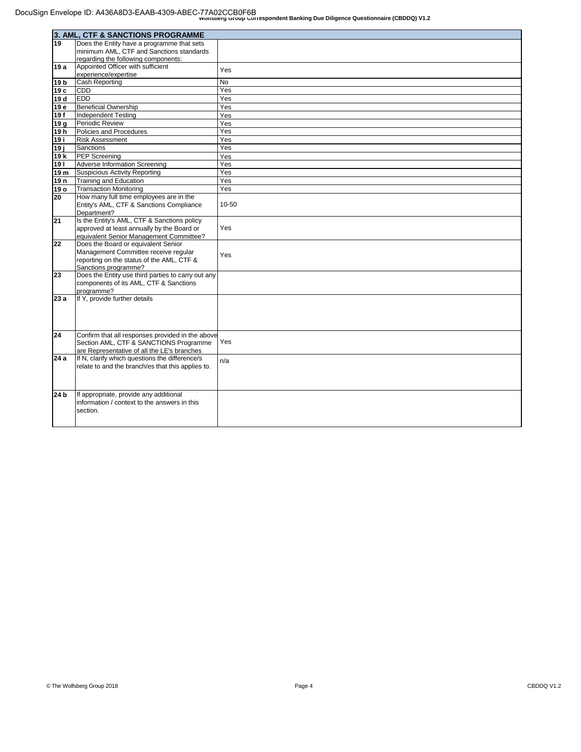| 3. AML, CTF & SANCTIONS PROGRAMME | | |
|---|---|---|
| 19 | Does the Entity have a programme that sets minimum AML, CTF and Sanctions standards regarding the following components: | |
| 19 a | Appointed Officer with sufficient experience/expertise | Yes |
| 19 b | Cash Reporting | No |
| 19 c | CDD | Yes |
| 19 d | EDD | Yes |
| 19 e | Beneficial Ownership | Yes |
| 19 f | Independent Testing | Yes |
| 19 g | Periodic Review | Yes |
| 19 h | Policies and Procedures | Yes |
| 19 i | Risk Assessment | Yes |
| 19 j | Sanctions | Yes |
| 19 k | PEP Screening | Yes |
| 19 l | Adverse Information Screening | Yes |
| 19 m | Suspicious Activity Reporting | Yes |
| 19 n | Training and Education | Yes |
| 19 o | Transaction Monitoring | Yes |
| 20 | How many full time employees are in the Entity's AML, CTF & Sanctions Compliance Department? | 10-50 |
| 21 | Is the Entity's AML, CTF & Sanctions policy approved at least annually by the Board or equivalent Senior Management Committee? | Yes |
| 22 | Does the Board or equivalent Senior Management Committee receive regular reporting on the status of the AML, CTF & Sanctions programme? | Yes |
| 23 | Does the Entity use third parties to carry out any components of its AML, CTF & Sanctions programme? | |
| 23 a | If Y, provide further details | |
| 24 | Confirm that all responses provided in the above Section AML, CTF & SANCTIONS Programme are Representative of all the LE's branches | Yes |
| 24 a | If N, clarify which questions the difference/s relate to and the branch/es that this applies to. | n/a |
| 24 b | If appropriate, provide any additional information / context to the answers in this section. | |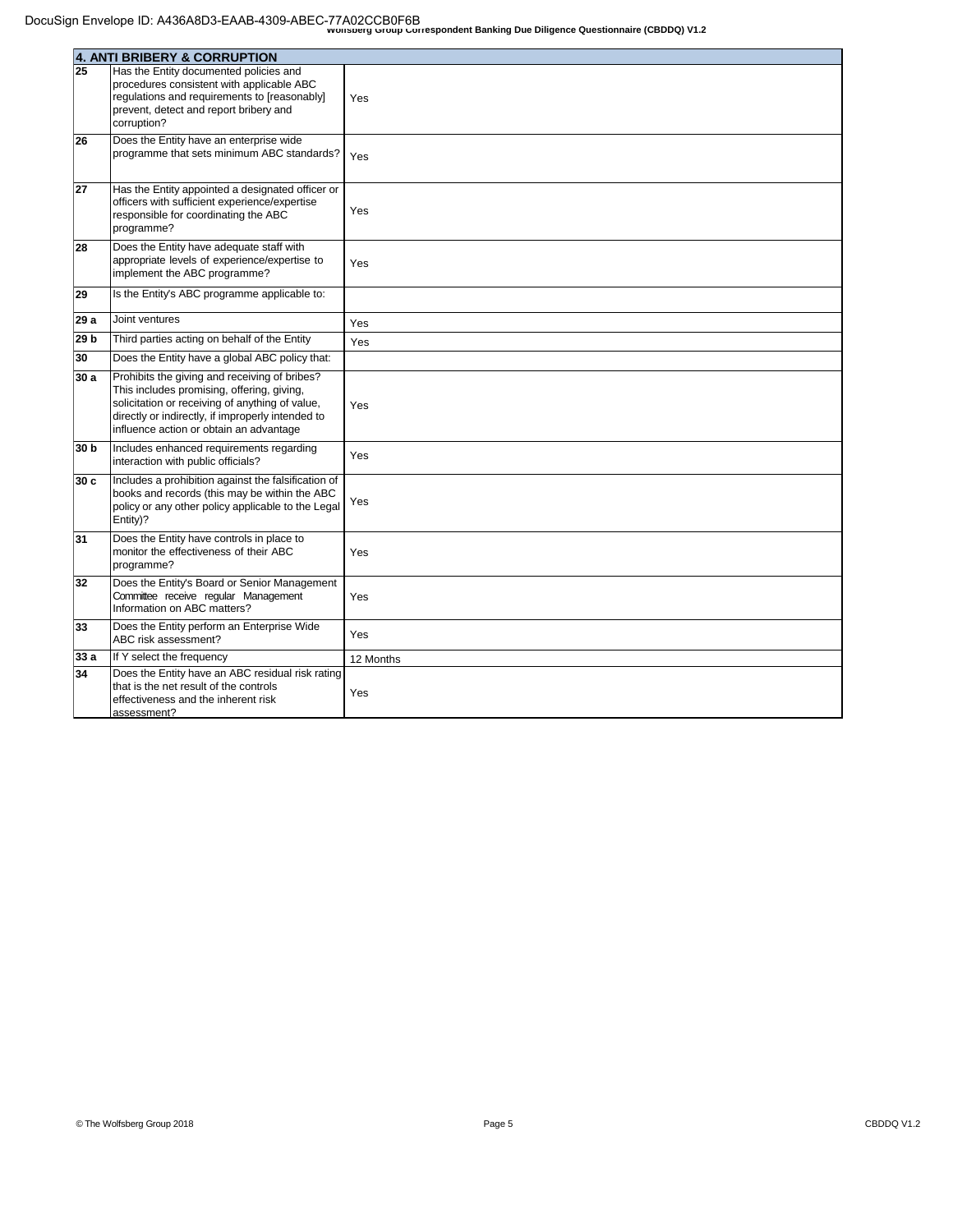| 4. ANTI BRIBERY & CORRUPTION | | |
|---|---|---|
| 25 | Has the Entity documented policies and procedures consistent with applicable ABC regulations and requirements to [reasonably] prevent, detect and report bribery and corruption? | Yes |
| 26 | Does the Entity have an enterprise wide programme that sets minimum ABC standards? | Yes |
| 27 | Has the Entity appointed a designated officer or officers with sufficient experience/expertise responsible for coordinating the ABC programme? | Yes |
| 28 | Does the Entity have adequate staff with appropriate levels of experience/expertise to implement the ABC programme? | Yes |
| 29 | Is the Entity's ABC programme applicable to: | |
| 29 a | Joint ventures | Yes |
| 29 b | Third parties acting on behalf of the Entity | Yes |
| 30 | Does the Entity have a global ABC policy that: | |
| 30 a | Prohibits the giving and receiving of bribes? This includes promising, offering, giving, solicitation or receiving of anything of value, directly or indirectly, if improperly intended to influence action or obtain an advantage | Yes |
| 30 b | Includes enhanced requirements regarding interaction with public officials? | Yes |
| 30 c | Includes a prohibition against the falsification of books and records (this may be within the ABC policy or any other policy applicable to the Legal Entity)? | Yes |
| 31 | Does the Entity have controls in place to monitor the effectiveness of their ABC programme? | Yes |
| 32 | Does the Entity's Board or Senior Management Committee receive regular Management Information on ABC matters? | Yes |
| 33 | Does the Entity perform an Enterprise Wide ABC risk assessment? | Yes |
| 33 a | If Y select the frequency | 12 Months |
| 34 | Does the Entity have an ABC residual risk rating that is the net result of the controls effectiveness and the inherent risk assessment? | Yes |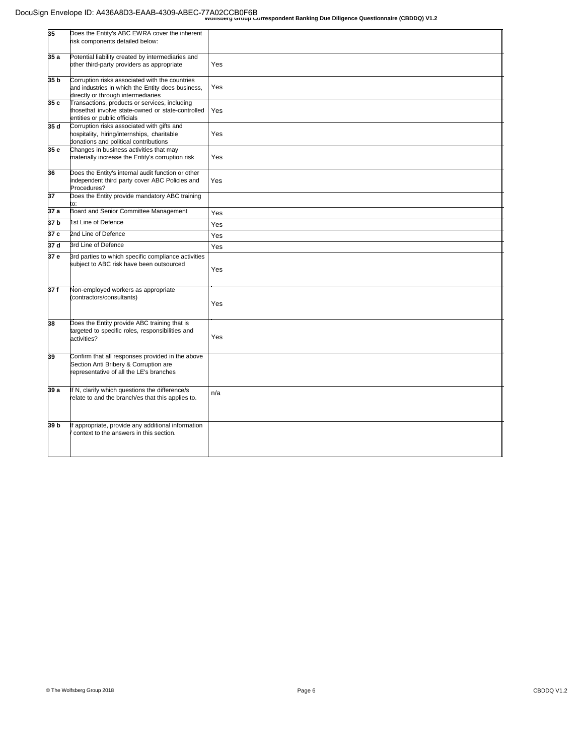| | | |
|---|---|---|
| 35 | Does the Entity's ABC EWRA cover the inherent risk components detailed below: | |
| 35 a | Potential liability created by intermediaries and other third-party providers as appropriate | Yes |
| 35 b | Corruption risks associated with the countries and industries in which the Entity does business, directly or through intermediaries | Yes |
| 35 c | Transactions, products or services, including thosethat involve state-owned or state-controlled entities or public officials | Yes |
| 35 d | Corruption risks associated with gifts and hospitality, hiring/internships, charitable donations and political contributions | Yes |
| 35 e | Changes in business activities that may materially increase the Entity's corruption risk | Yes |
| 36 | Does the Entity's internal audit function or other independent third party cover ABC Policies and Procedures? | Yes |
| 37 | Does the Entity provide mandatory ABC training to: | |
| 37 a | Board and Senior Committee Management | Yes |
| 37 b | 1st Line of Defence | Yes |
| 37 c | 2nd Line of Defence | Yes |
| 37 d | 3rd Line of Defence | Yes |
| 37 e | 3rd parties to which specific compliance activities subject to ABC risk have been outsourced | Yes |
| 37 f | Non-employed workers as appropriate (contractors/consultants) | Yes |
| 38 | Does the Entity provide ABC training that is targeted to specific roles, responsibilities and activities? | Yes |
| 39 | Confirm that all responses provided in the above Section Anti Bribery & Corruption are representative of all the LE's branches | |
| 39 a | If N, clarify which questions the difference/s relate to and the branch/es that this applies to. | n/a |
| 39 b | If appropriate, provide any additional information / context to the answers in this section. | |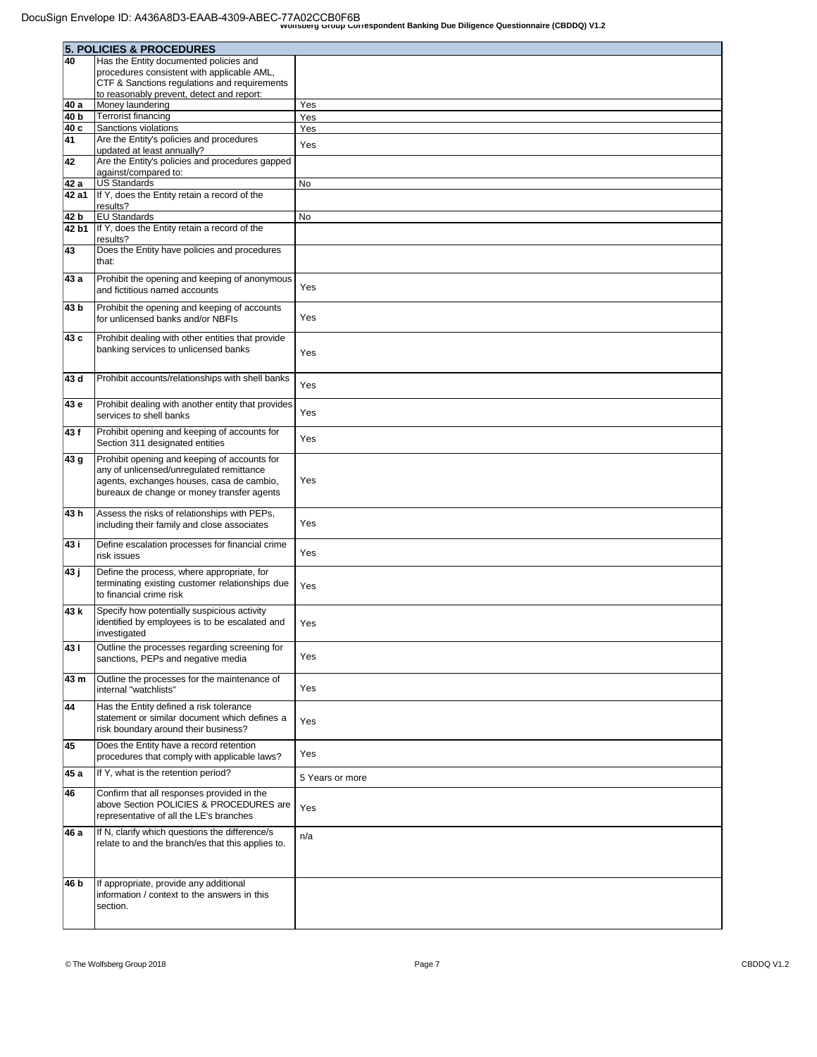| 5. POLICIES & PROCEDURES | | |
|---|---|---|
| 40 | Has the Entity documented policies and procedures consistent with applicable AML, CTF & Sanctions regulations and requirements to reasonably prevent, detect and report: | |
| 40 a | Money laundering | Yes |
| 40 b | Terrorist financing | Yes |
| 40 c | Sanctions violations | Yes |
| 41 | Are the Entity's policies and procedures updated at least annually? | Yes |
| 42 | Are the Entity's policies and procedures gapped against/compared to: | |
| 42 a | US Standards | No |
| 42 a1 | If Y, does the Entity retain a record of the results? | |
| 42 b | EU Standards | No |
| 42 b1 | If Y, does the Entity retain a record of the results? | |
| 43 | Does the Entity have policies and procedures that: | |
| 43 a | Prohibit the opening and keeping of anonymous and fictitious named accounts | Yes |
| 43 b | Prohibit the opening and keeping of accounts for unlicensed banks and/or NBFIs | Yes |
| 43 c | Prohibit dealing with other entities that provide banking services to unlicensed banks | Yes |
| 43 d | Prohibit accounts/relationships with shell banks | Yes |
| 43 e | Prohibit dealing with another entity that provides services to shell banks | Yes |
| 43 f | Prohibit opening and keeping of accounts for Section 311 designated entities | Yes |
| 43 g | Prohibit opening and keeping of accounts for any of unlicensed/unregulated remittance agents, exchanges houses, casa de cambio, bureaux de change or money transfer agents | Yes |
| 43 h | Assess the risks of relationships with PEPs, including their family and close associates | Yes |
| 43 i | Define escalation processes for financial crime risk issues | Yes |
| 43 j | Define the process, where appropriate, for terminating existing customer relationships due to financial crime risk | Yes |
| 43 k | Specify how potentially suspicious activity identified by employees is to be escalated and investigated | Yes |
| 43 l | Outline the processes regarding screening for sanctions, PEPs and negative media | Yes |
| 43 m | Outline the processes for the maintenance of internal "watchlists" | Yes |
| 44 | Has the Entity defined a risk tolerance statement or similar document which defines a risk boundary around their business? | Yes |
| 45 | Does the Entity have a record retention procedures that comply with applicable laws? | Yes |
| 45 a | If Y, what is the retention period? | 5 Years or more |
| 46 | Confirm that all responses provided in the above Section POLICIES & PROCEDURES are representative of all the LE's branches | Yes |
| 46 a | If N, clarify which questions the difference/s relate to and the branch/es that this applies to. | n/a |
| 46 b | If appropriate, provide any additional information / context to the answers in this section. | |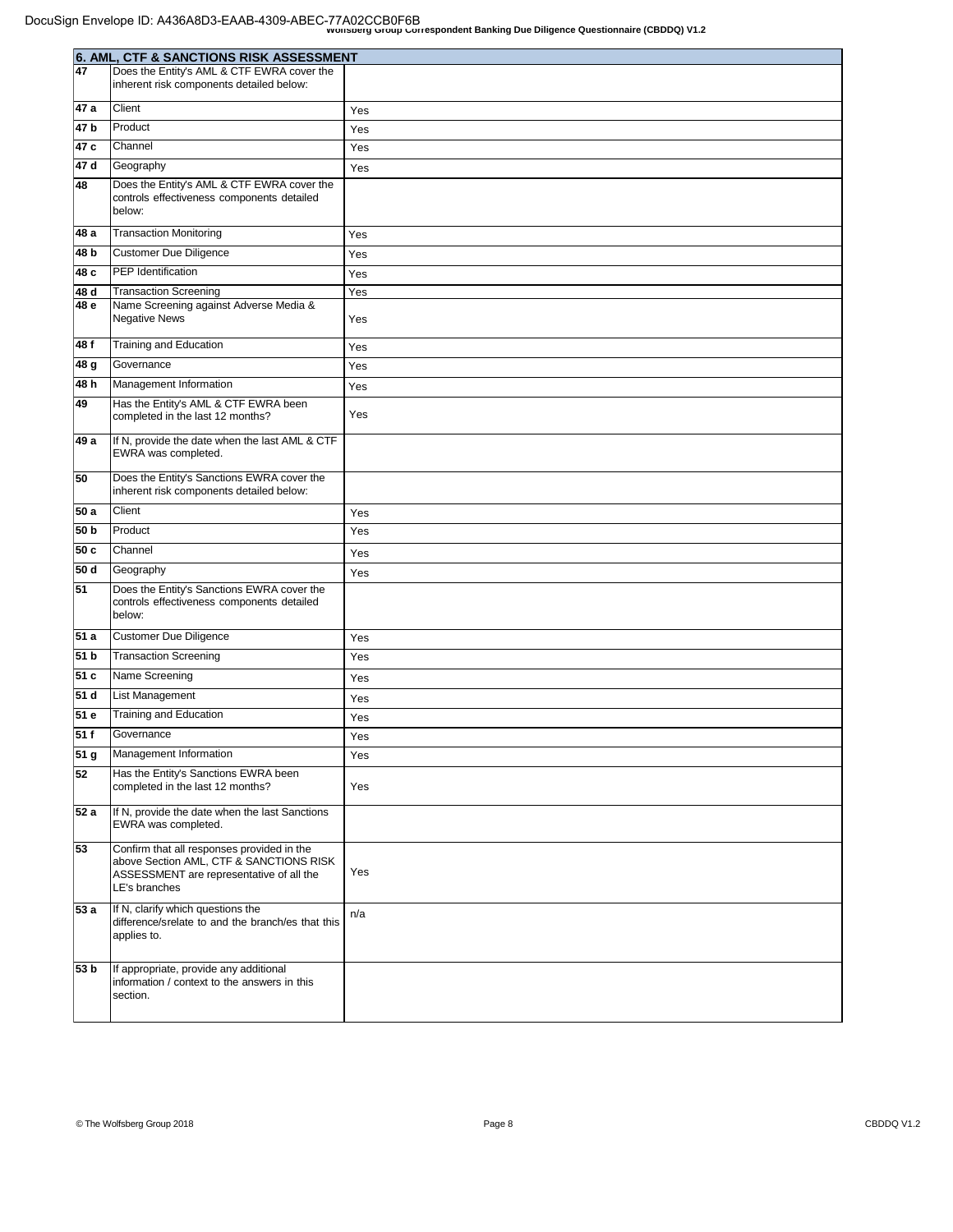| 6. AML, CTF & SANCTIONS RISK ASSESSMENT | | |
|---|---|---|
| 47 | Does the Entity's AML & CTF EWRA cover the inherent risk components detailed below: | |
| 47 a | Client | Yes |
| 47 b | Product | Yes |
| 47 c | Channel | Yes |
| 47 d | Geography | Yes |
| 48 | Does the Entity's AML & CTF EWRA cover the controls effectiveness components detailed below: | |
| 48 a | Transaction Monitoring | Yes |
| 48 b | Customer Due Diligence | Yes |
| 48 c | PEP Identification | Yes |
| 48 d | Transaction Screening | Yes |
| 48 e | Name Screening against Adverse Media & Negative News | Yes |
| 48 f | Training and Education | Yes |
| 48 g | Governance | Yes |
| 48 h | Management Information | Yes |
| 49 | Has the Entity's AML & CTF EWRA been completed in the last 12 months? | Yes |
| 49 a | If N, provide the date when the last AML & CTF EWRA was completed. | |
| 50 | Does the Entity's Sanctions EWRA cover the inherent risk components detailed below: | |
| 50 a | Client | Yes |
| 50 b | Product | Yes |
| 50 c | Channel | Yes |
| 50 d | Geography | Yes |
| 51 | Does the Entity's Sanctions EWRA cover the controls effectiveness components detailed below: | |
| 51 a | Customer Due Diligence | Yes |
| 51 b | Transaction Screening | Yes |
| 51 c | Name Screening | Yes |
| 51 d | List Management | Yes |
| 51 e | Training and Education | Yes |
| 51 f | Governance | Yes |
| 51 g | Management Information | Yes |
| 52 | Has the Entity's Sanctions EWRA been completed in the last 12 months? | Yes |
| 52 a | If N, provide the date when the last Sanctions EWRA was completed. | |
| 53 | Confirm that all responses provided in the above Section AML, CTF & SANCTIONS RISK ASSESSMENT are representative of all the LE's branches | Yes |
| 53 a | If N, clarify which questions the difference/srelate to and the branch/es that this applies to. | n/a |
| 53 b | If appropriate, provide any additional information / context to the answers in this section. | |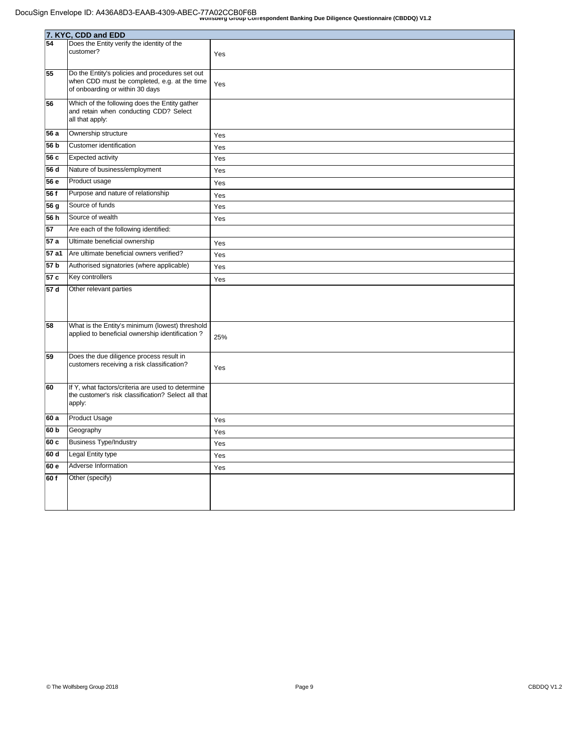| 7. KYC, CDD and EDD | | |
|---|---|---|
| 54 | Does the Entity verify the identity of the customer? | Yes |
| 55 | Do the Entity's policies and procedures set out when CDD must be completed, e.g. at the time of onboarding or within 30 days | Yes |
| 56 | Which of the following does the Entity gather and retain when conducting CDD? Select all that apply: | |
| 56 a | Ownership structure | Yes |
| 56 b | Customer identification | Yes |
| 56 c | Expected activity | Yes |
| 56 d | Nature of business/employment | Yes |
| 56 e | Product usage | Yes |
| 56 f | Purpose and nature of relationship | Yes |
| 56 g | Source of funds | Yes |
| 56 h | Source of wealth | Yes |
| 57 | Are each of the following identified: | |
| 57 a | Ultimate beneficial ownership | Yes |
| 57 a1 | Are ultimate beneficial owners verified? | Yes |
| 57 b | Authorised signatories (where applicable) | Yes |
| 57 c | Key controllers | Yes |
| 57 d | Other relevant parties | |
| 58 | What is the Entity's minimum (lowest) threshold applied to beneficial ownership identification ? | 25% |
| 59 | Does the due diligence process result in customers receiving a risk classification? | Yes |
| 60 | If Y, what factors/criteria are used to determine the customer's risk classification? Select all that apply: | |
| 60 a | Product Usage | Yes |
| 60 b | Geography | Yes |
| 60 c | Business Type/Industry | Yes |
| 60 d | Legal Entity type | Yes |
| 60 e | Adverse Information | Yes |
| 60 f | Other (specify) | |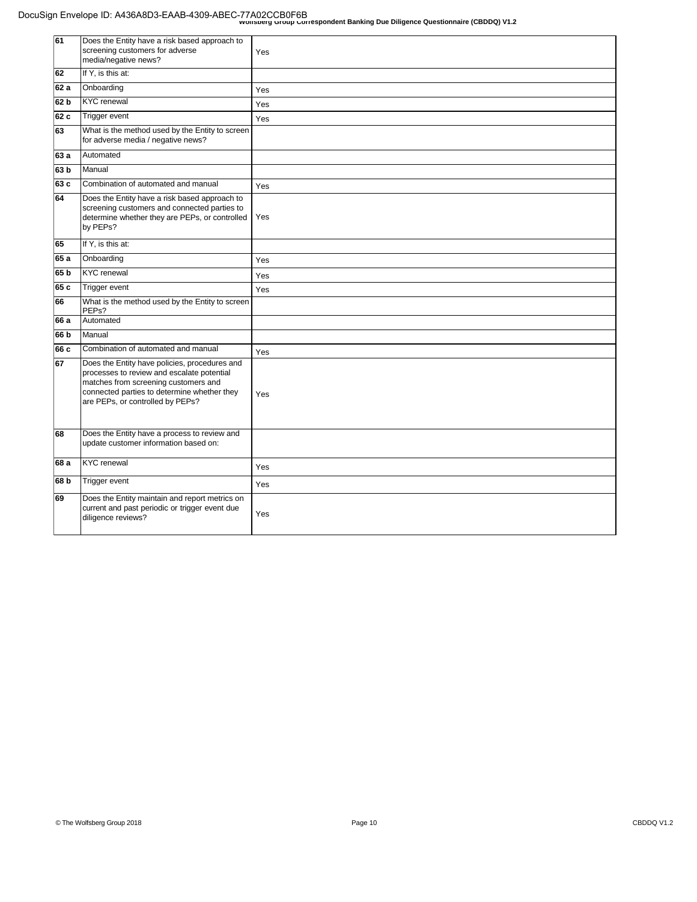| | | |
|---|---|---|
| 61 | Does the Entity have a risk based approach to screening customers for adverse media/negative news? | Yes |
| 62 | If Y, is this at: | |
| 62 a | Onboarding | Yes |
| 62 b | KYC renewal | Yes |
| 62 c | Trigger event | Yes |
| 63 | What is the method used by the Entity to screen for adverse media / negative news? | |
| 63 a | Automated | |
| 63 b | Manual | |
| 63 c | Combination of automated and manual | Yes |
| 64 | Does the Entity have a risk based approach to screening customers and connected parties to determine whether they are PEPs, or controlled by PEPs? | Yes |
| 65 | If Y, is this at: | |
| 65 a | Onboarding | Yes |
| 65 b | KYC renewal | Yes |
| 65 c | Trigger event | Yes |
| 66 | What is the method used by the Entity to screen PEPs? | |
| 66 a | Automated | |
| 66 b | Manual | |
| 66 c | Combination of automated and manual | Yes |
| 67 | Does the Entity have policies, procedures and processes to review and escalate potential matches from screening customers and connected parties to determine whether they are PEPs, or controlled by PEPs? | Yes |
| 68 | Does the Entity have a process to review and update customer information based on: | |
| 68 a | KYC renewal | Yes |
| 68 b | Trigger event | Yes |
| 69 | Does the Entity maintain and report metrics on current and past periodic or trigger event due diligence reviews? | Yes |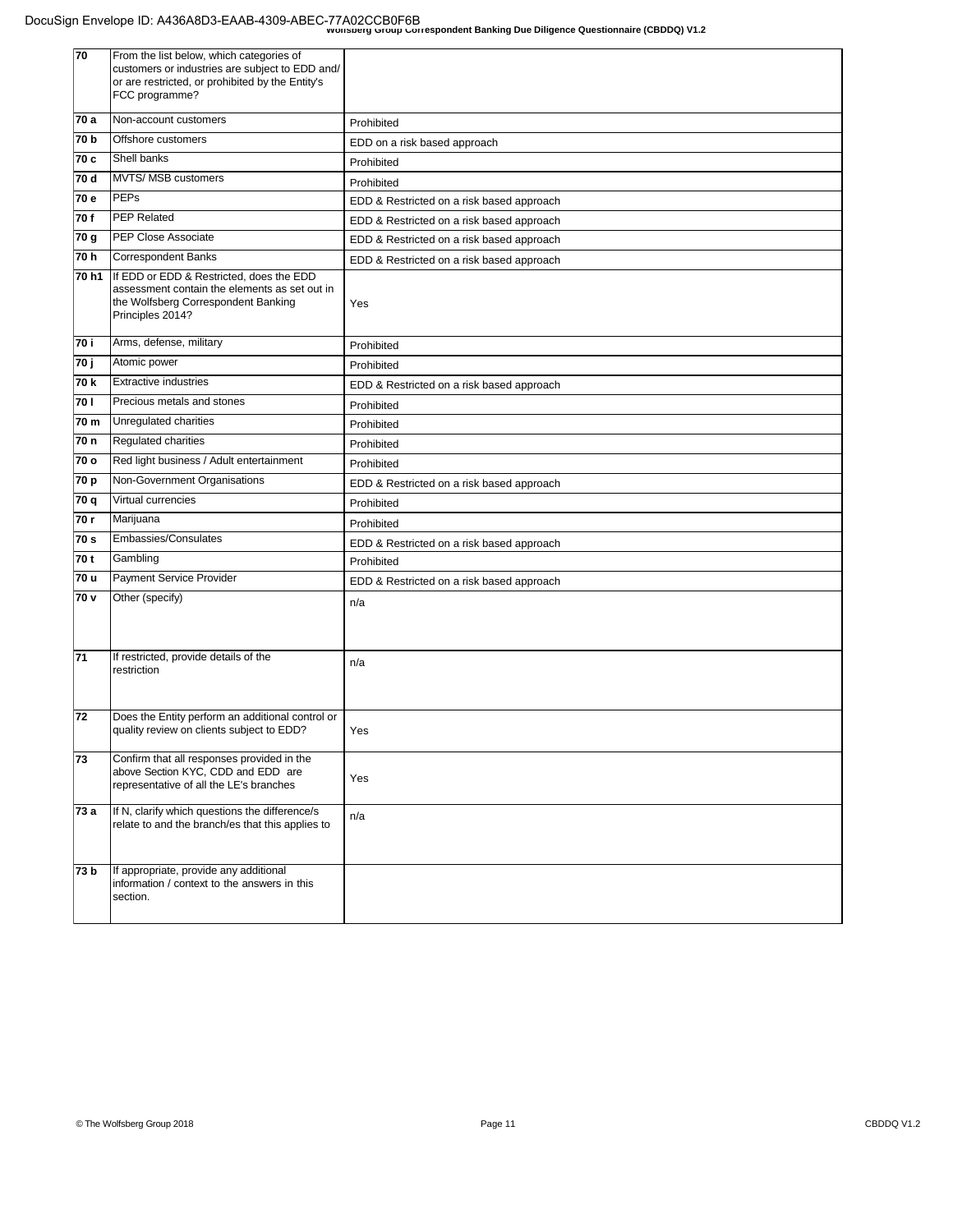| | | |
|---|---|---|
| 70 | From the list below, which categories of customers or industries are subject to EDD and/ or are restricted, or prohibited by the Entity's FCC programme? | |
| 70 a | Non-account customers | Prohibited |
| 70 b | Offshore customers | EDD on a risk based approach |
| 70 c | Shell banks | Prohibited |
| 70 d | MVTS/ MSB customers | Prohibited |
| 70 e | PEPs | EDD & Restricted on a risk based approach |
| 70 f | PEP Related | EDD & Restricted on a risk based approach |
| 70 g | PEP Close Associate | EDD & Restricted on a risk based approach |
| 70 h | Correspondent Banks | EDD & Restricted on a risk based approach |
| 70 h1 | If EDD or EDD & Restricted, does the EDD assessment contain the elements as set out in the Wolfsberg Correspondent Banking Principles 2014? | Yes |
| 70 i | Arms, defense, military | Prohibited |
| 70 j | Atomic power | Prohibited |
| 70 k | Extractive industries | EDD & Restricted on a risk based approach |
| 70 l | Precious metals and stones | Prohibited |
| 70 m | Unregulated charities | Prohibited |
| 70 n | Regulated charities | Prohibited |
| 70 o | Red light business / Adult entertainment | Prohibited |
| 70 p | Non-Government Organisations | EDD & Restricted on a risk based approach |
| 70 q | Virtual currencies | Prohibited |
| 70 r | Marijuana | Prohibited |
| 70 s | Embassies/Consulates | EDD & Restricted on a risk based approach |
| 70 t | Gambling | Prohibited |
| 70 u | Payment Service Provider | EDD & Restricted on a risk based approach |
| 70 v | Other (specify) | n/a |
| 71 | If restricted, provide details of the restriction | n/a |
| 72 | Does the Entity perform an additional control or quality review on clients subject to EDD? | Yes |
| 73 | Confirm that all responses provided in the above Section KYC, CDD and EDD are representative of all the LE's branches | Yes |
| 73 a | If N, clarify which questions the difference/s relate to and the branch/es that this applies to | n/a |
| 73 b | If appropriate, provide any additional information / context to the answers in this section. | |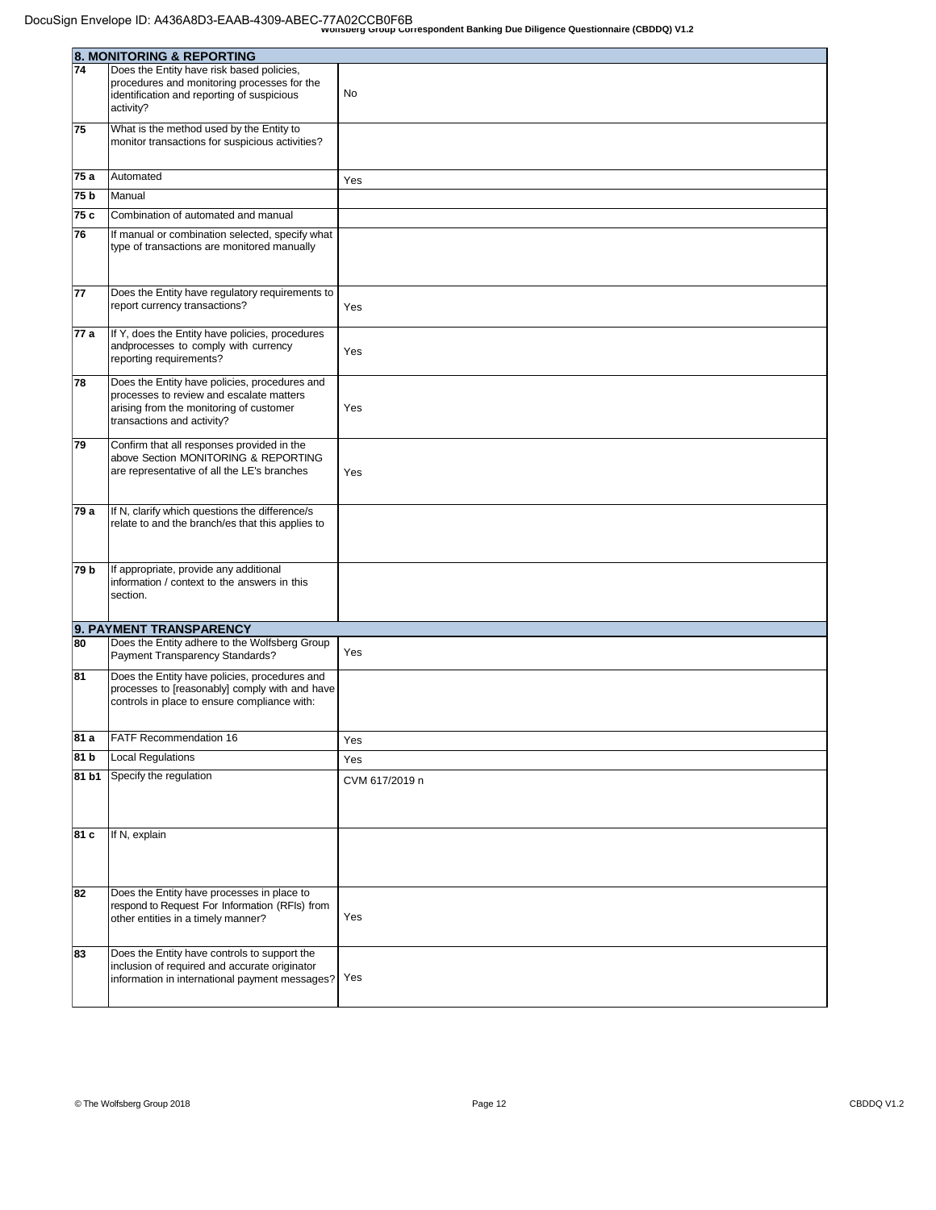| **8. MONITORING & REPORTING** | | |
|---|---|---|
| 74 | Does the Entity have risk based policies, procedures and monitoring processes for the identification and reporting of suspicious activity? | No |
| 75 | What is the method used by the Entity to monitor transactions for suspicious activities? | |
| 75 a | Automated | Yes |
| 75 b | Manual | |
| 75 c | Combination of automated and manual | |
| 76 | If manual or combination selected, specify what type of transactions are monitored manually | |
| 77 | Does the Entity have regulatory requirements to report currency transactions? | Yes |
| 77 a | If Y, does the Entity have policies, procedures andprocesses to comply with currency reporting requirements? | Yes |
| 78 | Does the Entity have policies, procedures and processes to review and escalate matters arising from the monitoring of customer transactions and activity? | Yes |
| 79 | Confirm that all responses provided in the above Section MONITORING & REPORTING are representative of all the LE's branches | Yes |
| 79 a | If N, clarify which questions the difference/s relate to and the branch/es that this applies to | |
| 79 b | If appropriate, provide any additional information / context to the answers in this section. | |

| **9. PAYMENT TRANSPARENCY** | | |
|---|---|---|
| 80 | Does the Entity adhere to the Wolfsberg Group Payment Transparency Standards? | Yes |
| 81 | Does the Entity have policies, procedures and processes to [reasonably] comply with and have controls in place to ensure compliance with: | |
| 81 a | FATF Recommendation 16 | Yes |
| 81 b | Local Regulations | Yes |
| 81 b1 | Specify the regulation | CVM 617/2019 n |
| 81 c | If N, explain | |
| 82 | Does the Entity have processes in place to respond to Request For Information (RFIs) from other entities in a timely manner? | Yes |
| 83 | Does the Entity have controls to support the inclusion of required and accurate originator information in international payment messages? | Yes |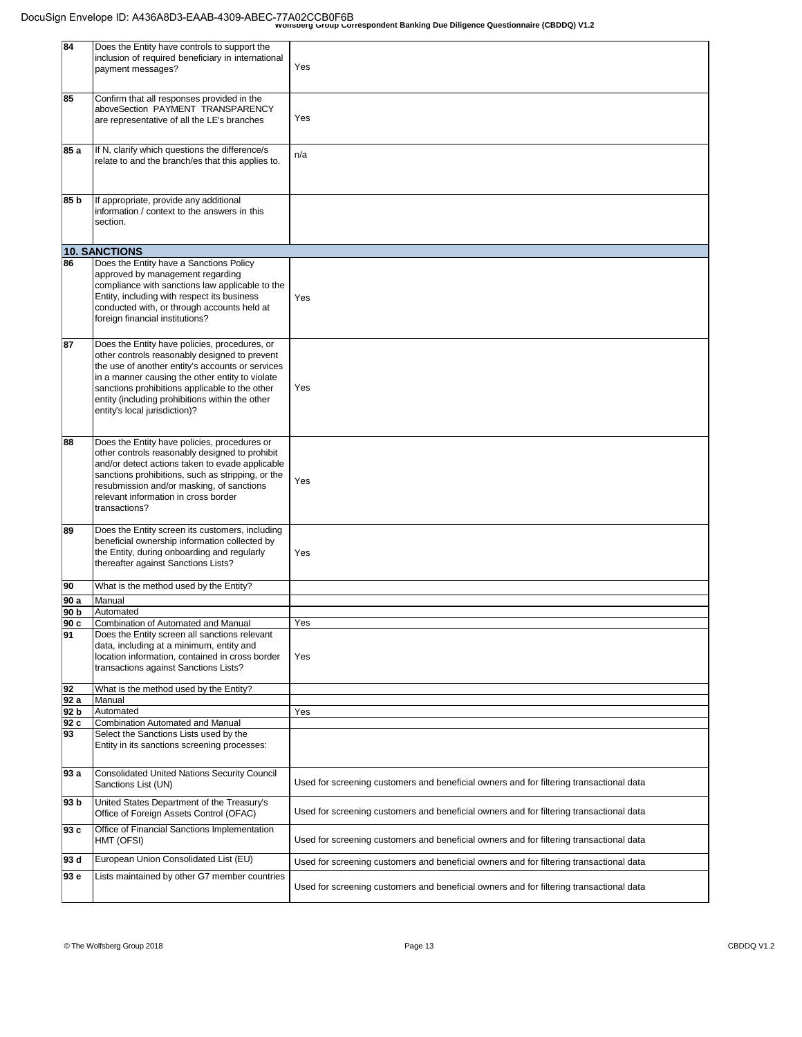| | | |
|---|---|---|
| 84 | Does the Entity have controls to support the inclusion of required beneficiary in international payment messages? | Yes |
| 85 | Confirm that all responses provided in the aboveSection PAYMENT TRANSPARENCY are representative of all the LE's branches | Yes |
| 85 a | If N, clarify which questions the difference/s relate to and the branch/es that this applies to. | n/a |
| 85 b | If appropriate, provide any additional information / context to the answers in this section. | |
| **10. SANCTIONS** | | |
| 86 | Does the Entity have a Sanctions Policy approved by management regarding compliance with sanctions law applicable to the Entity, including with respect its business conducted with, or through accounts held at foreign financial institutions? | Yes |
| 87 | Does the Entity have policies, procedures, or other controls reasonably designed to prevent the use of another entity's accounts or services in a manner causing the other entity to violate sanctions prohibitions applicable to the other entity (including prohibitions within the other entity's local jurisdiction)? | Yes |
| 88 | Does the Entity have policies, procedures or other controls reasonably designed to prohibit and/or detect actions taken to evade applicable sanctions prohibitions, such as stripping, or the resubmission and/or masking, of sanctions relevant information in cross border transactions? | Yes |
| 89 | Does the Entity screen its customers, including beneficial ownership information collected by the Entity, during onboarding and regularly thereafter against Sanctions Lists? | Yes |
| 90 | What is the method used by the Entity? | |
| 90 a | Manual | |
| 90 b | Automated | |
| 90 c | Combination of Automated and Manual | Yes |
| 91 | Does the Entity screen all sanctions relevant data, including at a minimum, entity and location information, contained in cross border transactions against Sanctions Lists? | Yes |
| 92 | What is the method used by the Entity? | |
| 92 a | Manual | |
| 92 b | Automated | Yes |
| 92 c | Combination Automated and Manual | |
| 93 | Select the Sanctions Lists used by the Entity in its sanctions screening processes: | |
| 93 a | Consolidated United Nations Security Council Sanctions List (UN) | Used for screening customers and beneficial owners and for filtering transactional data |
| 93 b | United States Department of the Treasury's Office of Foreign Assets Control (OFAC) | Used for screening customers and beneficial owners and for filtering transactional data |
| 93 c | Office of Financial Sanctions Implementation HMT (OFSI) | Used for screening customers and beneficial owners and for filtering transactional data |
| 93 d | European Union Consolidated List (EU) | Used for screening customers and beneficial owners and for filtering transactional data |
| 93 e | Lists maintained by other G7 member countries | Used for screening customers and beneficial owners and for filtering transactional data |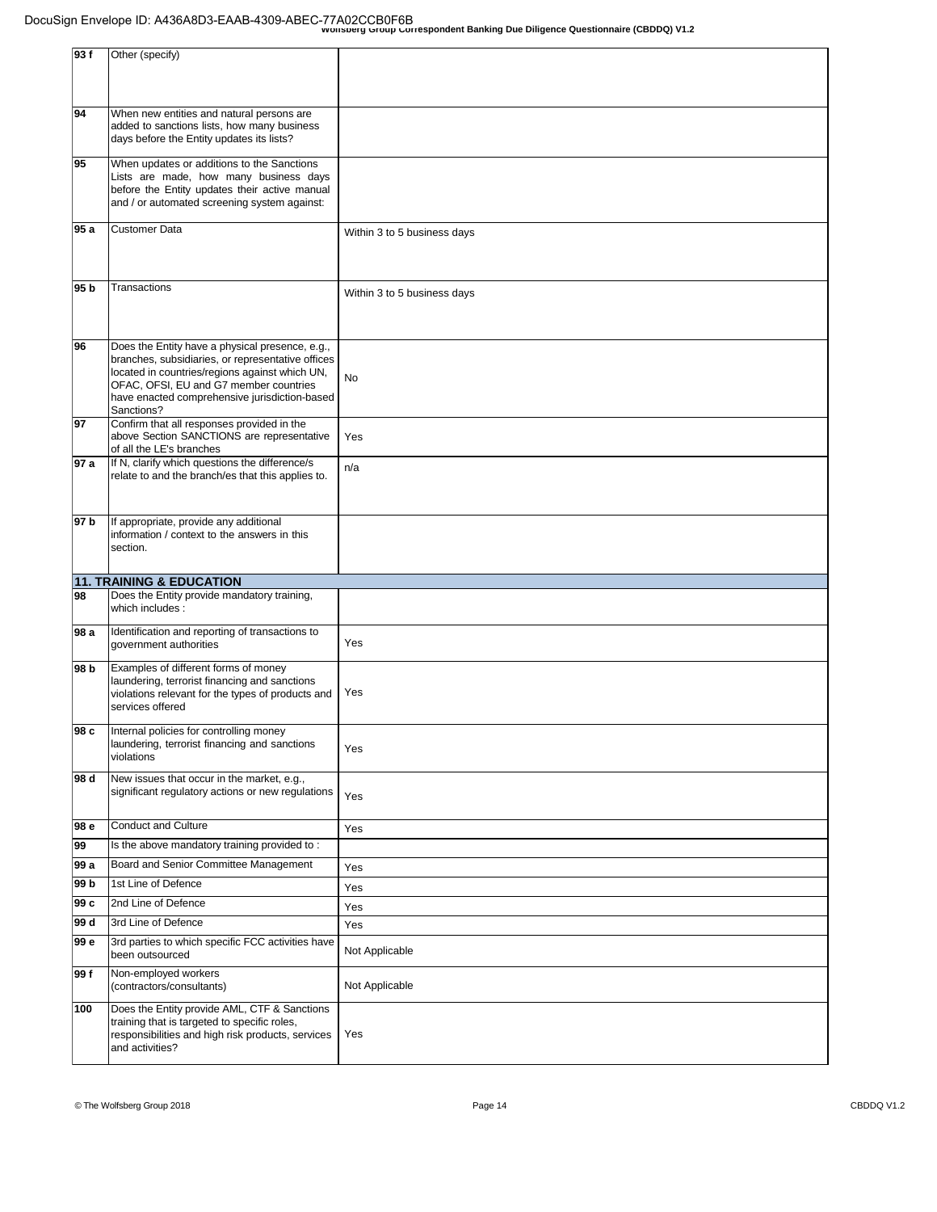| | | |
|---|---|---|
| 93 f | Other (specify) | |
| 94 | When new entities and natural persons are added to sanctions lists, how many business days before the Entity updates its lists? | |
| 95 | When updates or additions to the Sanctions Lists are made, how many business days before the Entity updates their active manual and / or automated screening system against: | |
| 95 a | Customer Data | Within 3 to 5 business days |
| 95 b | Transactions | Within 3 to 5 business days |
| 96 | Does the Entity have a physical presence, e.g., branches, subsidiaries, or representative offices located in countries/regions against which UN, OFAC, OFSI, EU and G7 member countries have enacted comprehensive jurisdiction-based Sanctions? | No |
| 97 | Confirm that all responses provided in the above Section SANCTIONS are representative of all the LE's branches | Yes |
| 97 a | If N, clarify which questions the difference/s relate to and the branch/es that this applies to. | n/a |
| 97 b | If appropriate, provide any additional information / context to the answers in this section. | |
| **11. TRAINING & EDUCATION** | | |
| 98 | Does the Entity provide mandatory training, which includes : | |
| 98 a | Identification and reporting of transactions to government authorities | Yes |
| 98 b | Examples of different forms of money laundering, terrorist financing and sanctions violations relevant for the types of products and services offered | Yes |
| 98 c | Internal policies for controlling money laundering, terrorist financing and sanctions violations | Yes |
| 98 d | New issues that occur in the market, e.g., significant regulatory actions or new regulations | Yes |
| 98 e | Conduct and Culture | Yes |
| 99 | Is the above mandatory training provided to : | |
| 99 a | Board and Senior Committee Management | Yes |
| 99 b | 1st Line of Defence | Yes |
| 99 c | 2nd Line of Defence | Yes |
| 99 d | 3rd Line of Defence | Yes |
| 99 e | 3rd parties to which specific FCC activities have been outsourced | Not Applicable |
| 99 f | Non-employed workers (contractors/consultants) | Not Applicable |
| 100 | Does the Entity provide AML, CTF & Sanctions training that is targeted to specific roles, responsibilities and high risk products, services and activities? | Yes |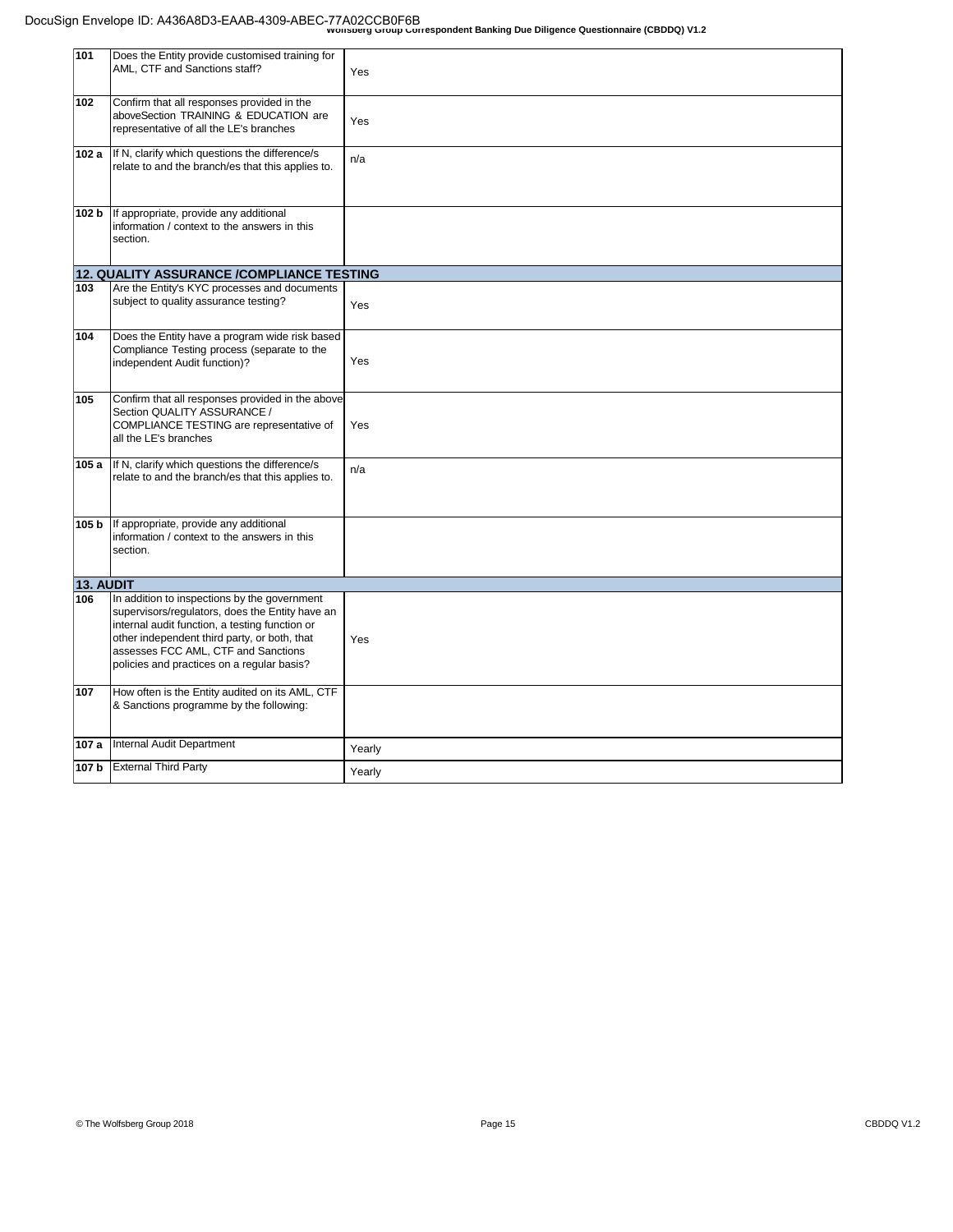| | | |
|---|---|---|
| 101 | Does the Entity provide customised training for AML, CTF and Sanctions staff? | Yes |
| 102 | Confirm that all responses provided in the aboveSection TRAINING & EDUCATION are representative of all the LE's branches | Yes |
| 102 a | If N, clarify which questions the difference/s relate to and the branch/es that this applies to. | n/a |
| 102 b | If appropriate, provide any additional information / context to the answers in this section. | |
| **12. QUALITY ASSURANCE /COMPLIANCE TESTING** | | |
| 103 | Are the Entity's KYC processes and documents subject to quality assurance testing? | Yes |
| 104 | Does the Entity have a program wide risk based Compliance Testing process (separate to the independent Audit function)? | Yes |
| 105 | Confirm that all responses provided in the above Section QUALITY ASSURANCE / COMPLIANCE TESTING are representative of all the LE's branches | Yes |
| 105 a | If N, clarify which questions the difference/s relate to and the branch/es that this applies to. | n/a |
| 105 b | If appropriate, provide any additional information / context to the answers in this section. | |
| **13. AUDIT** | | |
| 106 | In addition to inspections by the government supervisors/regulators, does the Entity have an internal audit function, a testing function or other independent third party, or both, that assesses FCC AML, CTF and Sanctions policies and practices on a regular basis? | Yes |
| 107 | How often is the Entity audited on its AML, CTF & Sanctions programme by the following: | |
| 107 a | Internal Audit Department | Yearly |
| 107 b | External Third Party | Yearly |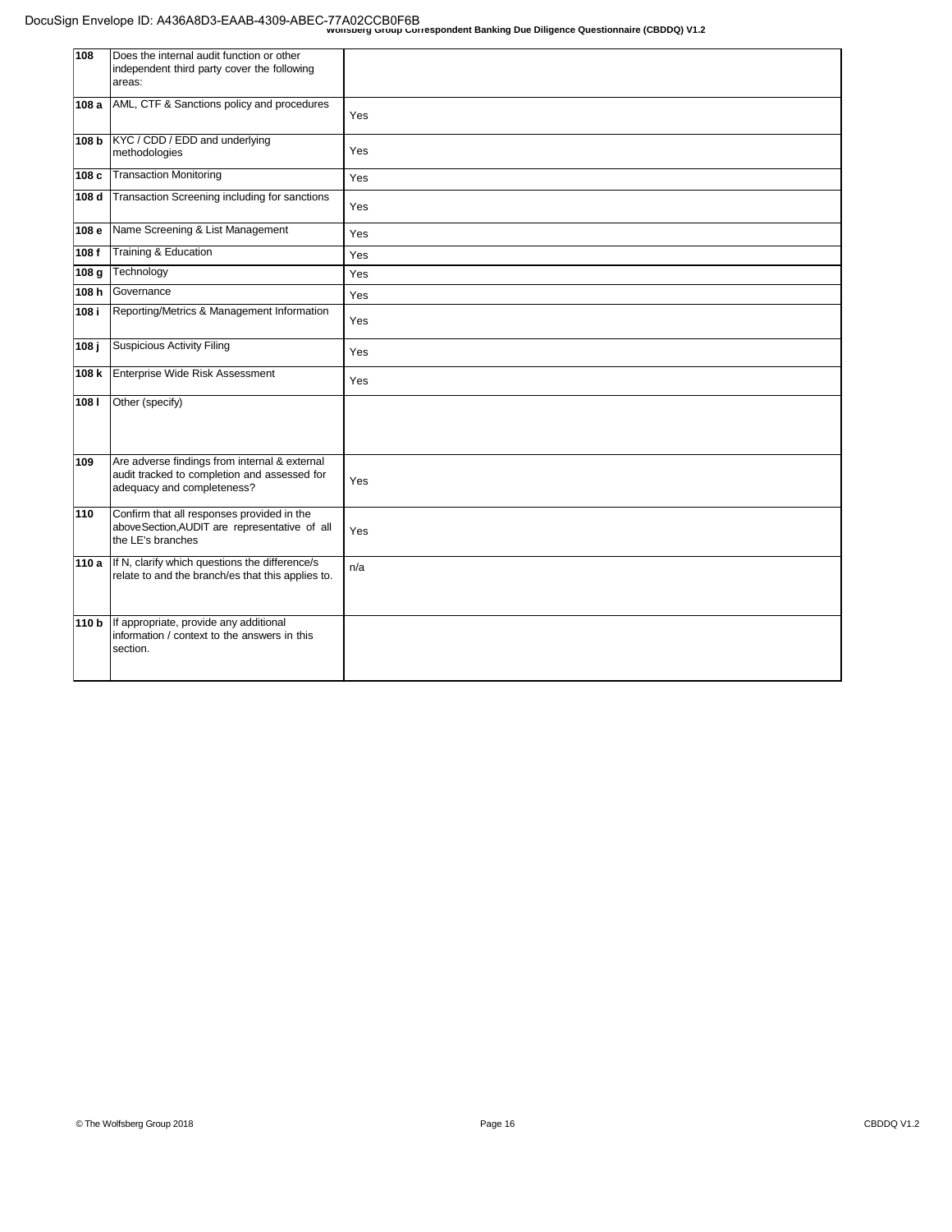| | | |
|---|---|---|
| 108 | Does the internal audit function or other independent third party cover the following areas: | |
| 108 a | AML, CTF & Sanctions policy and procedures | Yes |
| 108 b | KYC / CDD / EDD and underlying methodologies | Yes |
| 108 c | Transaction Monitoring | Yes |
| 108 d | Transaction Screening including for sanctions | Yes |
| 108 e | Name Screening & List Management | Yes |
| 108 f | Training & Education | Yes |
| 108 g | Technology | Yes |
| 108 h | Governance | Yes |
| 108 i | Reporting/Metrics & Management Information | Yes |
| 108 j | Suspicious Activity Filing | Yes |
| 108 k | Enterprise Wide Risk Assessment | Yes |
| 108 l | Other (specify) | |
| 109 | Are adverse findings from internal & external audit tracked to completion and assessed for adequacy and completeness? | Yes |
| 110 | Confirm that all responses provided in the aboveSection,AUDIT are representative of all the LE's branches | Yes |
| 110 a | If N, clarify which questions the difference/s relate to and the branch/es that this applies to. | n/a |
| 110 b | If appropriate, provide any additional information / context to the answers in this section. | |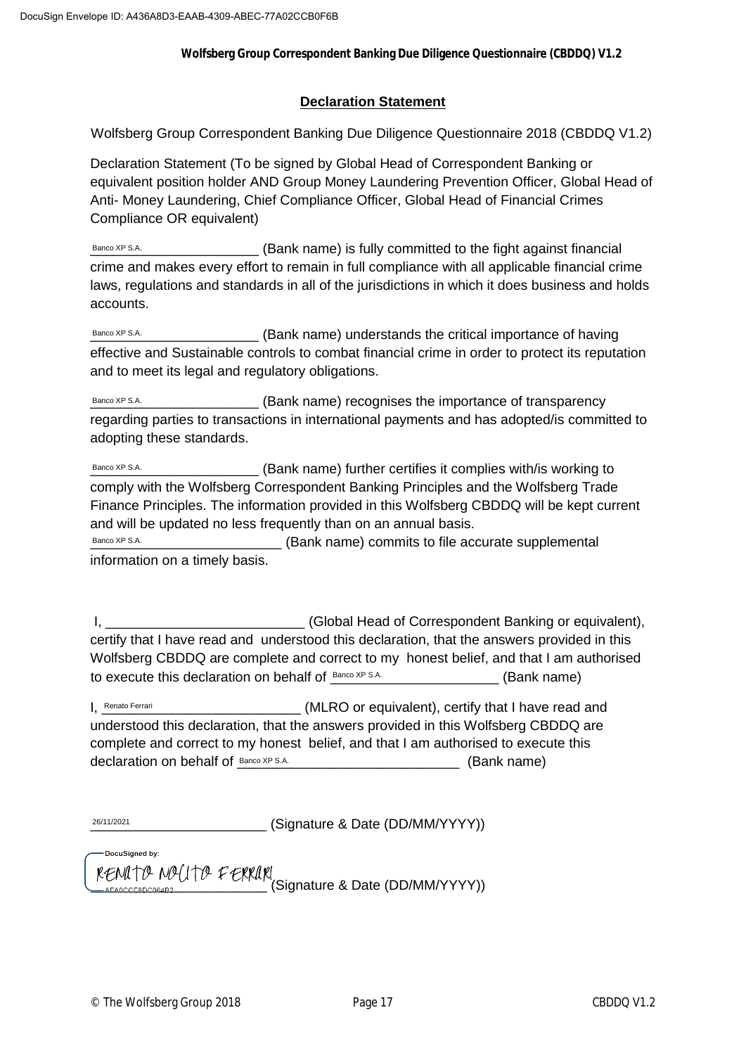## Declaration Statement

Wolfsberg Group Correspondent Banking Due Diligence Questionnaire 2018 (CBDDQ V1.2)

Declaration Statement (To be signed by Global Head of Correspondent Banking or equivalent position holder AND Group Money Laundering Prevention Officer, Global Head of Anti- Money Laundering, Chief Compliance Officer, Global Head of Financial Crimes Compliance OR equivalent)

Banco XP S.A. (Bank name) is fully committed to the fight against financial crime and makes every effort to remain in full compliance with all applicable financial crime laws, regulations and standards in all of the jurisdictions in which it does business and holds accounts.

Banco XP S.A. (Bank name) understands the critical importance of having effective and Sustainable controls to combat financial crime in order to protect its reputation and to meet its legal and regulatory obligations.

Banco XP S.A. (Bank name) recognises the importance of transparency regarding parties to transactions in international payments and has adopted/is committed to adopting these standards.

Banco XP S.A. (Bank name) further certifies it complies with/is working to comply with the Wolfsberg Correspondent Banking Principles and the Wolfsberg Trade Finance Principles. The information provided in this Wolfsberg CBDDQ will be kept current and will be updated no less frequently than on an annual basis.
Banco XP S.A. (Bank name) commits to file accurate supplemental information on a timely basis.

I, _________________________ (Global Head of Correspondent Banking or equivalent), certify that I have read and understood this declaration, that the answers provided in this Wolfsberg CBDDQ are complete and correct to my honest belief, and that I am authorised to execute this declaration on behalf of Banco XP S.A. (Bank name)

I, Renato Ferrari (MLRO or equivalent), certify that I have read and understood this declaration, that the answers provided in this Wolfsberg CBDDQ are complete and correct to my honest belief, and that I am authorised to execute this declaration on behalf of Banco XP S.A. (Bank name)

26/11/2021 (Signature & Date (DD/MM/YYYY))

DocuSigned by:
RENATO NOCITO FERRARI
AEA0CCE8DC064B2... (Signature & Date (DD/MM/YYYY))